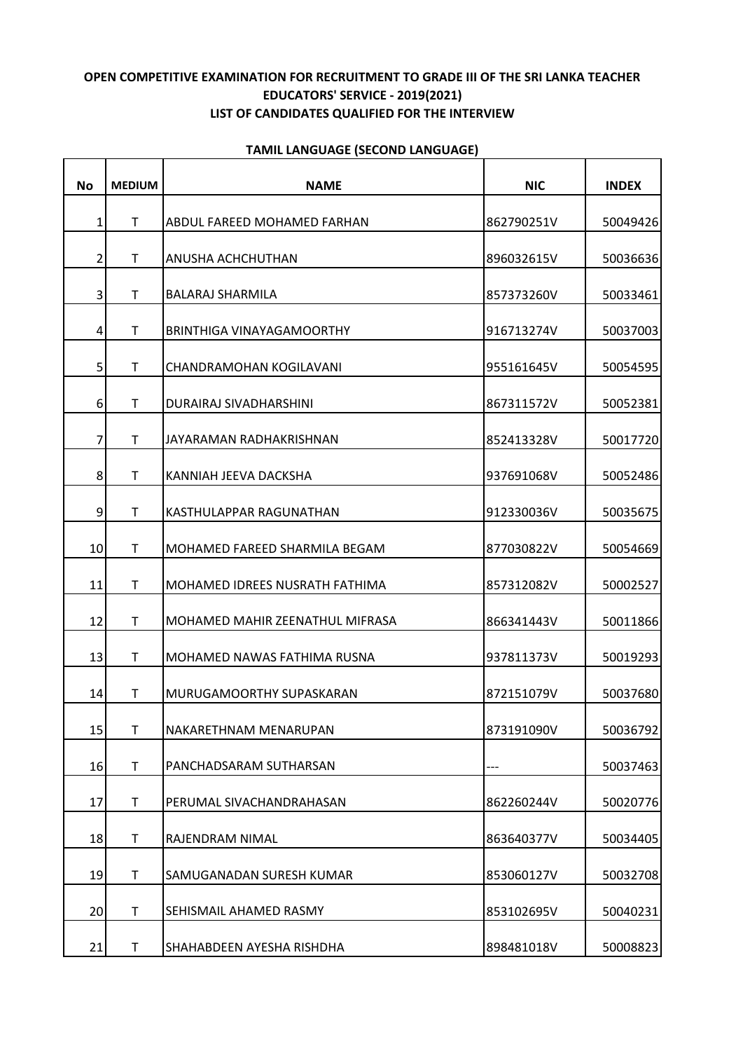**OPEN COMPETITIVE EXAMINATION FOR RECRUITMENT TO GRADE III OF THE SRI LANKA TEACHER EDUCATORS' SERVICE - 2019(2021)**
**LIST OF CANDIDATES QUALIFIED FOR THE INTERVIEW**

**TAMIL LANGUAGE (SECOND LANGUAGE)**

| No | MEDIUM | NAME | NIC | INDEX |
|---|---|---|---|---|
| 1 | T | ABDUL FAREED MOHAMED FARHAN | 862790251V | 50049426 |
| 2 | T | ANUSHA ACHCHUTHAN | 896032615V | 50036636 |
| 3 | T | BALARAJ SHARMILA | 857373260V | 50033461 |
| 4 | T | BRINTHIGA VINAYAGAMOORTHY | 916713274V | 50037003 |
| 5 | T | CHANDRAMOHAN KOGILAVANI | 955161645V | 50054595 |
| 6 | T | DURAIRAJ SIVADHARSHINI | 867311572V | 50052381 |
| 7 | T | JAYARAMAN RADHAKRISHNAN | 852413328V | 50017720 |
| 8 | T | KANNIAH JEEVA DACKSHA | 937691068V | 50052486 |
| 9 | T | KASTHULAPPAR RAGUNATHAN | 912330036V | 50035675 |
| 10 | T | MOHAMED FAREED SHARMILA BEGAM | 877030822V | 50054669 |
| 11 | T | MOHAMED IDREES NUSRATH FATHIMA | 857312082V | 50002527 |
| 12 | T | MOHAMED MAHIR ZEENATHUL MIFRASA | 866341443V | 50011866 |
| 13 | T | MOHAMED NAWAS FATHIMA RUSNA | 937811373V | 50019293 |
| 14 | T | MURUGAMOORTHY SUPASKARAN | 872151079V | 50037680 |
| 15 | T | NAKARETHNAM MENARUPAN | 873191090V | 50036792 |
| 16 | T | PANCHADSARAM SUTHARSAN | --- | 50037463 |
| 17 | T | PERUMAL SIVACHANDRAHASAN | 862260244V | 50020776 |
| 18 | T | RAJENDRAM NIMAL | 863640377V | 50034405 |
| 19 | T | SAMUGANADAN SURESH KUMAR | 853060127V | 50032708 |
| 20 | T | SEHISMAIL AHAMED RASMY | 853102695V | 50040231 |
| 21 | T | SHAHABDEEN AYESHA RISHDHA | 898481018V | 50008823 |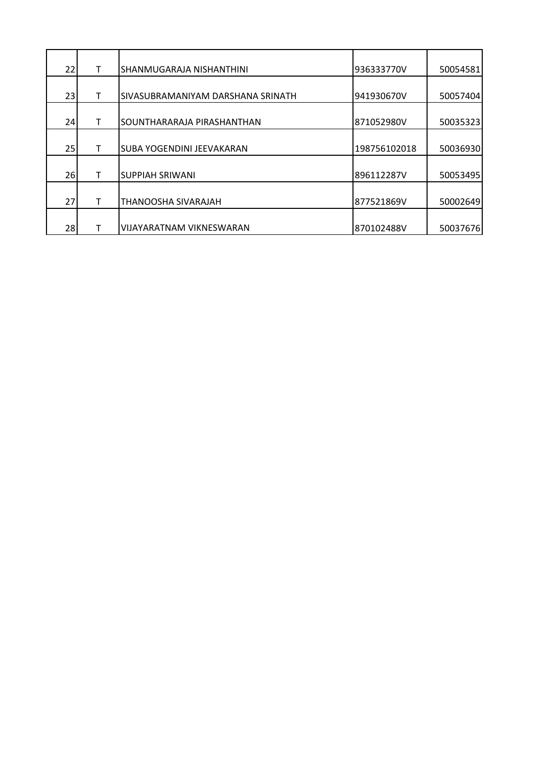| | | | | |
|---|---|---|---|---|
| 22 | T | SHANMUGARAJA NISHANTHINI | 936333770V | 50054581 |
| 23 | T | SIVASUBRAMANIYAM DARSHANA SRINATH | 941930670V | 50057404 |
| 24 | T | SOUNTHARARAJA PIRASHANTHAN | 871052980V | 50035323 |
| 25 | T | SUBA YOGENDINI JEEVAKARAN | 198756102018 | 50036930 |
| 26 | T | SUPPIAH SRIWANI | 896112287V | 50053495 |
| 27 | T | THANOOSHA SIVARAJAH | 877521869V | 50002649 |
| 28 | T | VIJAYARATNAM VIKNESWARAN | 870102488V | 50037676 |